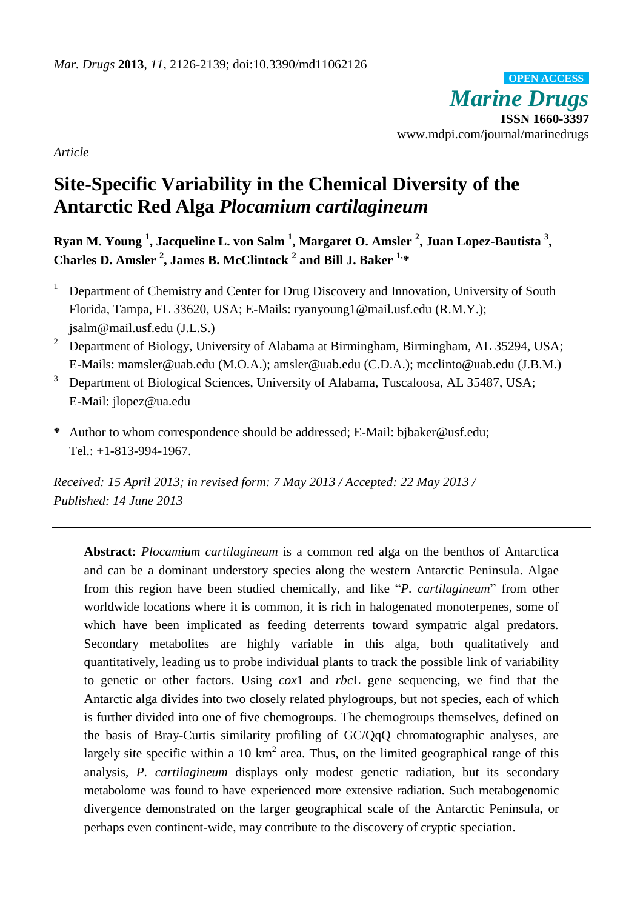*Mar. Drugs* **2013**, *11*, 2126-2139; doi:10.3390/md11062126

OPEN ACCESS

*Marine Drugs*

**ISSN 1660-3397**

www.mdpi.com/journal/marinedrugs

*Article*

# Site-Specific Variability in the Chemical Diversity of the Antarctic Red Alga *Plocamium cartilagineum*

**Ryan M. Young [1], Jacqueline L. von Salm [1], Margaret O. Amsler [2], Juan Lopez-Bautista [3], Charles D. Amsler [2], James B. McClintock [2] and Bill J. Baker [1,*]**

[1] Department of Chemistry and Center for Drug Discovery and Innovation, University of South Florida, Tampa, FL 33620, USA; E-Mails: ryanyoung1@mail.usf.edu (R.M.Y.); jsalm@mail.usf.edu (J.L.S.)

[2] Department of Biology, University of Alabama at Birmingham, Birmingham, AL 35294, USA; E-Mails: mamsler@uab.edu (M.O.A.); amsler@uab.edu (C.D.A.); mcclinto@uab.edu (J.B.M.)

[3] Department of Biological Sciences, University of Alabama, Tuscaloosa, AL 35487, USA; E-Mail: jlopez@ua.edu

**\*** Author to whom correspondence should be addressed; E-Mail: bjbaker@usf.edu; Tel.: +1-813-994-1967.

*Received: 15 April 2013; in revised form: 7 May 2013 / Accepted: 22 May 2013 / Published: 14 June 2013*

---

**Abstract:** *Plocamium cartilagineum* is a common red alga on the benthos of Antarctica and can be a dominant understory species along the western Antarctic Peninsula. Algae from this region have been studied chemically, and like "*P. cartilagineum*" from other worldwide locations where it is common, it is rich in halogenated monoterpenes, some of which have been implicated as feeding deterrents toward sympatric algal predators. Secondary metabolites are highly variable in this alga, both qualitatively and quantitatively, leading us to probe individual plants to track the possible link of variability to genetic or other factors. Using *cox*1 and *rbc*L gene sequencing, we find that the Antarctic alga divides into two closely related phylogroups, but not species, each of which is further divided into one of five chemogroups. The chemogroups themselves, defined on the basis of Bray-Curtis similarity profiling of GC/QqQ chromatographic analyses, are largely site specific within a 10 km$^2$ area. Thus, on the limited geographical range of this analysis, *P. cartilagineum* displays only modest genetic radiation, but its secondary metabolome was found to have experienced more extensive radiation. Such metabogenomic divergence demonstrated on the larger geographical scale of the Antarctic Peninsula, or perhaps even continent-wide, may contribute to the discovery of cryptic speciation.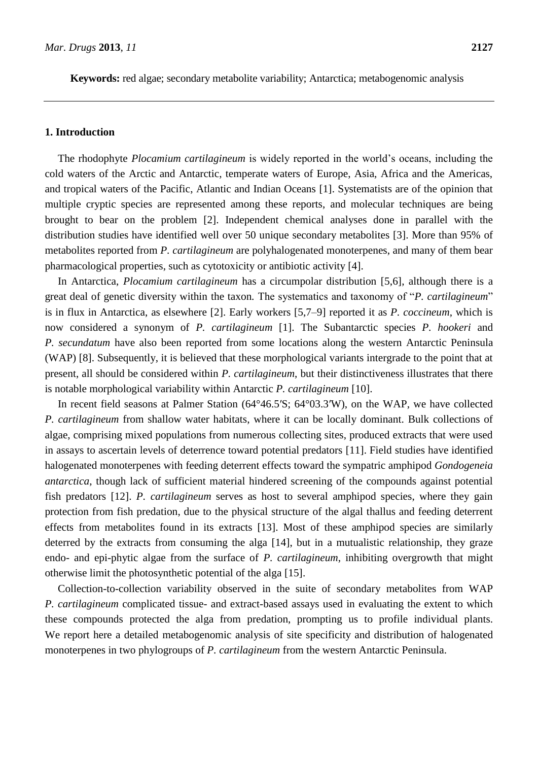**Keywords:** red algae; secondary metabolite variability; Antarctica; metabogenomic analysis

## 1. Introduction

The rhodophyte *Plocamium cartilagineum* is widely reported in the world's oceans, including the cold waters of the Arctic and Antarctic, temperate waters of Europe, Asia, Africa and the Americas, and tropical waters of the Pacific, Atlantic and Indian Oceans [1]. Systematists are of the opinion that multiple cryptic species are represented among these reports, and molecular techniques are being brought to bear on the problem [2]. Independent chemical analyses done in parallel with the distribution studies have identified well over 50 unique secondary metabolites [3]. More than 95% of metabolites reported from *P. cartilagineum* are polyhalogenated monoterpenes, and many of them bear pharmacological properties, such as cytotoxicity or antibiotic activity [4].

In Antarctica, *Plocamium cartilagineum* has a circumpolar distribution [5,6], although there is a great deal of genetic diversity within the taxon. The systematics and taxonomy of "*P. cartilagineum*" is in flux in Antarctica, as elsewhere [2]. Early workers [5,7–9] reported it as *P. coccineum*, which is now considered a synonym of *P. cartilagineum* [1]. The Subantarctic species *P. hookeri* and *P. secundatum* have also been reported from some locations along the western Antarctic Peninsula (WAP) [8]. Subsequently, it is believed that these morphological variants intergrade to the point that at present, all should be considered within *P. cartilagineum*, but their distinctiveness illustrates that there is notable morphological variability within Antarctic *P. cartilagineum* [10].

In recent field seasons at Palmer Station (64°46.5′S; 64°03.3′W), on the WAP, we have collected *P. cartilagineum* from shallow water habitats, where it can be locally dominant. Bulk collections of algae, comprising mixed populations from numerous collecting sites, produced extracts that were used in assays to ascertain levels of deterrence toward potential predators [11]. Field studies have identified halogenated monoterpenes with feeding deterrent effects toward the sympatric amphipod *Gondogeneia antarctica*, though lack of sufficient material hindered screening of the compounds against potential fish predators [12]. *P. cartilagineum* serves as host to several amphipod species, where they gain protection from fish predation, due to the physical structure of the algal thallus and feeding deterrent effects from metabolites found in its extracts [13]. Most of these amphipod species are similarly deterred by the extracts from consuming the alga [14], but in a mutualistic relationship, they graze endo- and epi-phytic algae from the surface of *P. cartilagineum*, inhibiting overgrowth that might otherwise limit the photosynthetic potential of the alga [15].

Collection-to-collection variability observed in the suite of secondary metabolites from WAP *P. cartilagineum* complicated tissue- and extract-based assays used in evaluating the extent to which these compounds protected the alga from predation, prompting us to profile individual plants. We report here a detailed metabogenomic analysis of site specificity and distribution of halogenated monoterpenes in two phylogroups of *P. cartilagineum* from the western Antarctic Peninsula.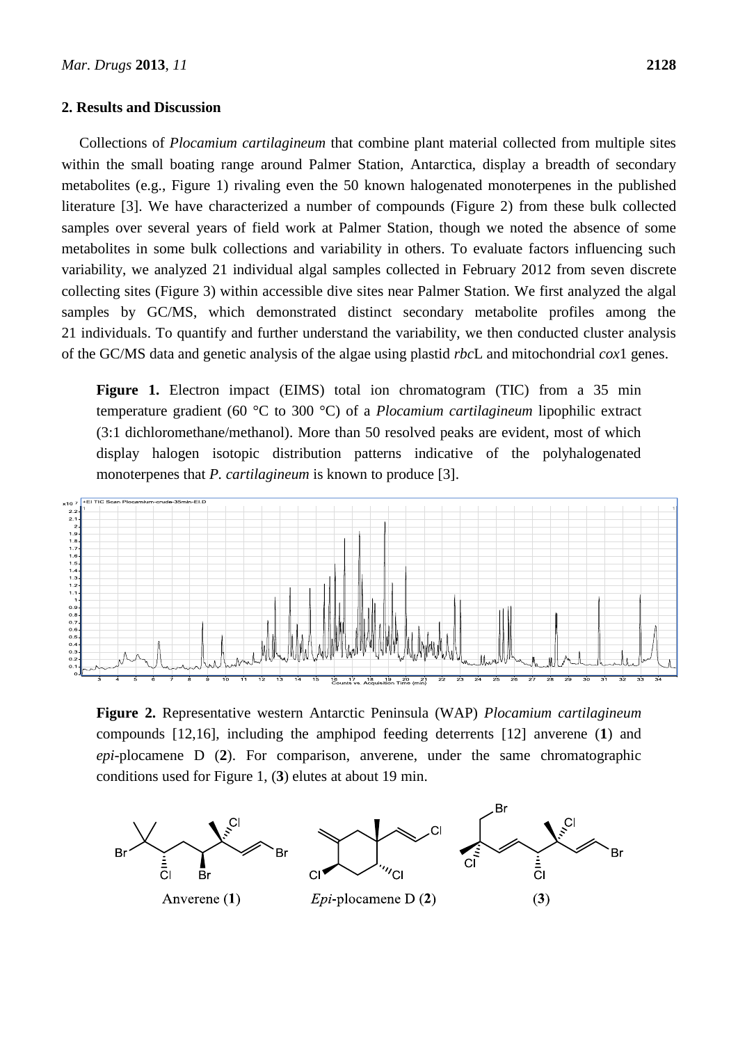## 2. Results and Discussion

Collections of *Plocamium cartilagineum* that combine plant material collected from multiple sites within the small boating range around Palmer Station, Antarctica, display a breadth of secondary metabolites (e.g., Figure 1) rivaling even the 50 known halogenated monoterpenes in the published literature [3]. We have characterized a number of compounds (Figure 2) from these bulk collected samples over several years of field work at Palmer Station, though we noted the absence of some metabolites in some bulk collections and variability in others. To evaluate factors influencing such variability, we analyzed 21 individual algal samples collected in February 2012 from seven discrete collecting sites (Figure 3) within accessible dive sites near Palmer Station. We first analyzed the algal samples by GC/MS, which demonstrated distinct secondary metabolite profiles among the 21 individuals. To quantify and further understand the variability, we then conducted cluster analysis of the GC/MS data and genetic analysis of the algae using plastid *rbc*L and mitochondrial *cox*1 genes.

**Figure 1.** Electron impact (EIMS) total ion chromatogram (TIC) from a 35 min temperature gradient (60 °C to 300 °C) of a *Plocamium cartilagineum* lipophilic extract (3:1 dichloromethane/methanol). More than 50 resolved peaks are evident, most of which display halogen isotopic distribution patterns indicative of the polyhalogenated monoterpenes that *P. cartilagineum* is known to produce [3].

**Figure 2.** Representative western Antarctic Peninsula (WAP) *Plocamium cartilagineum* compounds [12,16], including the amphipod feeding deterrents [12] anverene (**1**) and *epi*-plocamene D (**2**). For comparison, anverene, under the same chromatographic conditions used for Figure 1, (**3**) elutes at about 19 min.

Anverene (**1**) *Epi*-plocamene D (**2**) (**3**)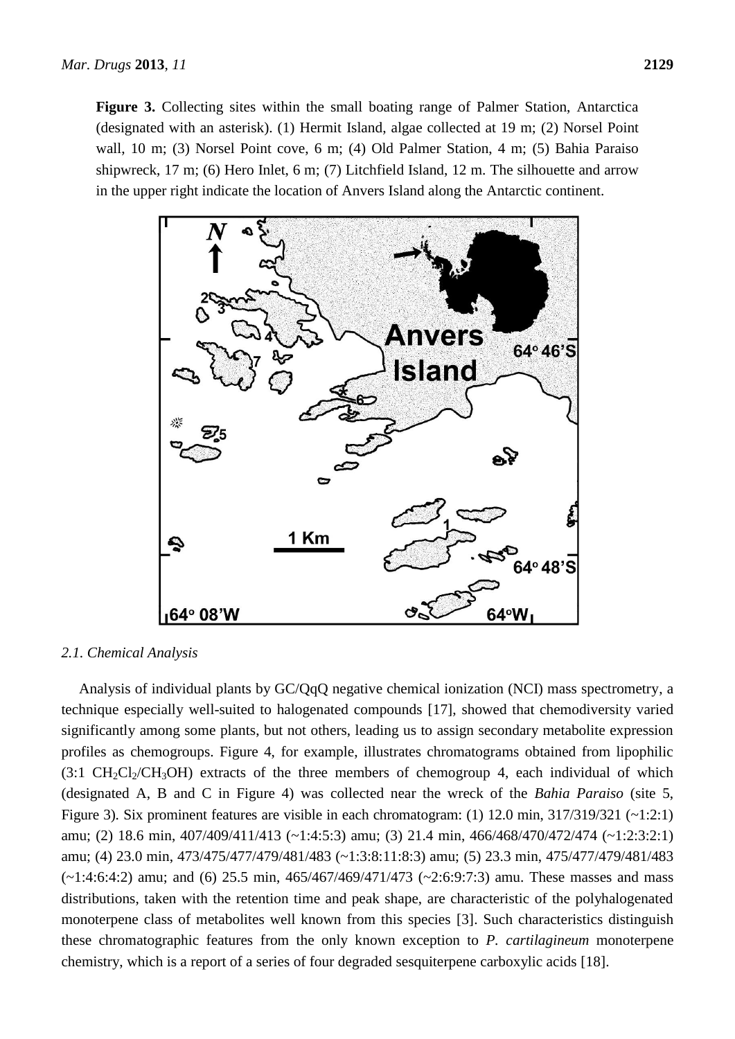**Figure 3.** Collecting sites within the small boating range of Palmer Station, Antarctica (designated with an asterisk). (1) Hermit Island, algae collected at 19 m; (2) Norsel Point wall, 10 m; (3) Norsel Point cove, 6 m; (4) Old Palmer Station, 4 m; (5) Bahia Paraiso shipwreck, 17 m; (6) Hero Inlet, 6 m; (7) Litchfield Island, 12 m. The silhouette and arrow in the upper right indicate the location of Anvers Island along the Antarctic continent.

N

Anvers Island

64° 46'S

1 Km

64° 48'S

64° 08'W

64°W

1 2 3 4 5 6 7

### 2.1. Chemical Analysis

Analysis of individual plants by GC/QqQ negative chemical ionization (NCI) mass spectrometry, a technique especially well-suited to halogenated compounds [17], showed that chemodiversity varied significantly among some plants, but not others, leading us to assign secondary metabolite expression profiles as chemogroups. Figure 4, for example, illustrates chromatograms obtained from lipophilic (3:1 $CH_2Cl_2$/$CH_3OH$) extracts of the three members of chemogroup 4, each individual of which (designated A, B and C in Figure 4) was collected near the wreck of the *Bahia Paraiso* (site 5, Figure 3). Six prominent features are visible in each chromatogram: (1) 12.0 min, 317/319/321 (~1:2:1) amu; (2) 18.6 min, 407/409/411/413 (~1:4:5:3) amu; (3) 21.4 min, 466/468/470/472/474 (~1:2:3:2:1) amu; (4) 23.0 min, 473/475/477/479/481/483 (~1:3:8:11:8:3) amu; (5) 23.3 min, 475/477/479/481/483 (~1:4:6:4:2) amu; and (6) 25.5 min, 465/467/469/471/473 (~2:6:9:7:3) amu. These masses and mass distributions, taken with the retention time and peak shape, are characteristic of the polyhalogenated monoterpene class of metabolites well known from this species [3]. Such characteristics distinguish these chromatographic features from the only known exception to *P. cartilagineum* monoterpene chemistry, which is a report of a series of four degraded sesquiterpene carboxylic acids [18].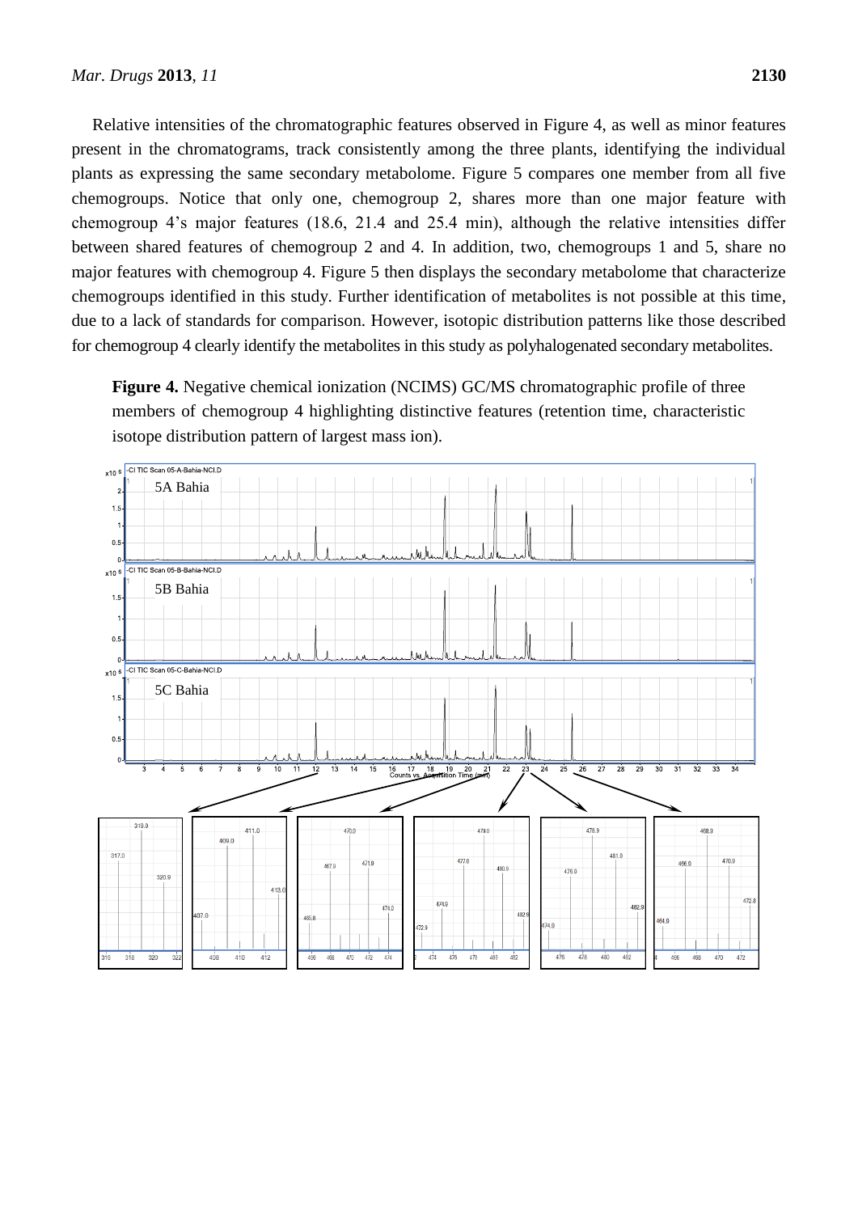Relative intensities of the chromatographic features observed in Figure 4, as well as minor features present in the chromatograms, track consistently among the three plants, identifying the individual plants as expressing the same secondary metabolome. Figure 5 compares one member from all five chemogroups. Notice that only one, chemogroup 2, shares more than one major feature with chemogroup 4's major features (18.6, 21.4 and 25.4 min), although the relative intensities differ between shared features of chemogroup 2 and 4. In addition, two, chemogroups 1 and 5, share no major features with chemogroup 4. Figure 5 then displays the secondary metabolome that characterize chemogroups identified in this study. Further identification of metabolites is not possible at this time, due to a lack of standards for comparison. However, isotopic distribution patterns like those described for chemogroup 4 clearly identify the metabolites in this study as polyhalogenated secondary metabolites.

**Figure 4.** Negative chemical ionization (NCIMS) GC/MS chromatographic profile of three members of chemogroup 4 highlighting distinctive features (retention time, characteristic isotope distribution pattern of largest mass ion).

x10 6 -CI TIC Scan 05-A-Bahia-NCI.D
5A Bahia

x10 6 -CI TIC Scan 05-B-Bahia-NCI.D
5B Bahia

x10 6 -CI TIC Scan 05-C-Bahia-NCI.D
5C Bahia

Counts vs. Acquisition Time (min)

319.0, 317.0, 320.9

411.0, 409.0, 413.0, 407.0

470.0, 467.9, 471.9, 474.0, 465.8

479.0, 477.0, 480.0, 474.9, 482.9, 472.9

478.9, 481.0, 476.9, 482.9, 474.9

468.9, 466.9, 470.9, 472.8, 464.8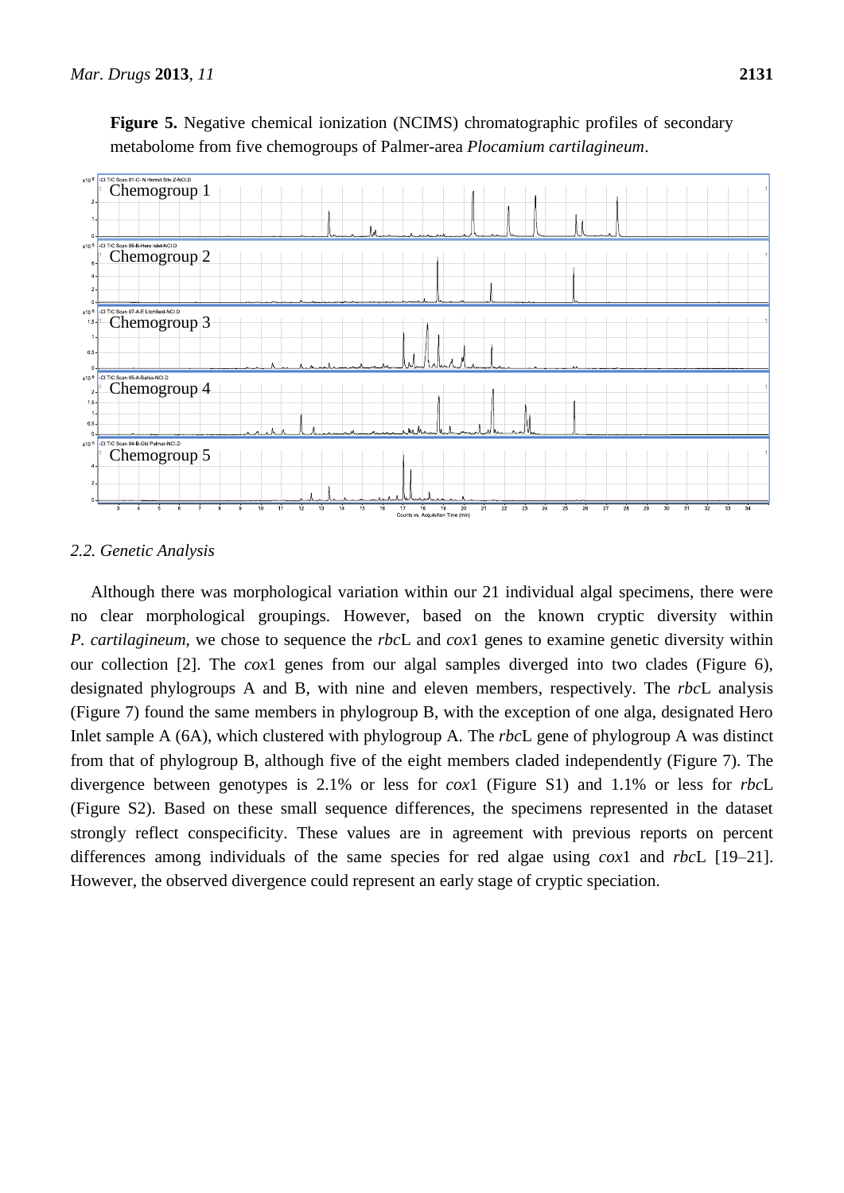**Figure 5.** Negative chemical ionization (NCIMS) chromatographic profiles of secondary metabolome from five chemogroups of Palmer-area *Plocamium cartilagineum*.

Chemogroup 1

Chemogroup 2

Chemogroup 3

Chemogroup 4

Chemogroup 5

Counts vs. Acquisition Time (min)

## 2.2. Genetic Analysis

Although there was morphological variation within our 21 individual algal specimens, there were no clear morphological groupings. However, based on the known cryptic diversity within *P. cartilagineum*, we chose to sequence the *rbc*L and *cox*1 genes to examine genetic diversity within our collection [2]. The *cox*1 genes from our algal samples diverged into two clades (Figure 6), designated phylogroups A and B, with nine and eleven members, respectively. The *rbc*L analysis (Figure 7) found the same members in phylogroup B, with the exception of one alga, designated Hero Inlet sample A (6A), which clustered with phylogroup A. The *rbc*L gene of phylogroup A was distinct from that of phylogroup B, although five of the eight members claded independently (Figure 7). The divergence between genotypes is 2.1% or less for *cox*1 (Figure S1) and 1.1% or less for *rbc*L (Figure S2). Based on these small sequence differences, the specimens represented in the dataset strongly reflect conspecificity. These values are in agreement with previous reports on percent differences among individuals of the same species for red algae using *cox*1 and *rbc*L [19–21]. However, the observed divergence could represent an early stage of cryptic speciation.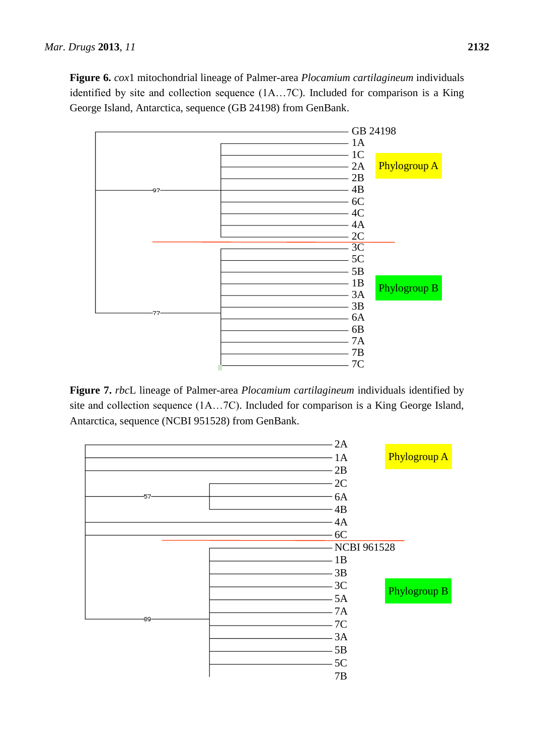**Figure 6.** *cox*1 mitochondrial lineage of Palmer-area *Plocamium cartilagineum* individuals identified by site and collection sequence (1A…7C). Included for comparison is a King George Island, Antarctica, sequence (GB 24198) from GenBank.

GB 24198
1A
1C
2A
2B
4B
6C
4C
4A
2C
3C
5C
5B
1B
3A
3B
6A
6B
7A
7B
7C

97
77

Phylogroup A
Phylogroup B

**Figure 7.** *rbc*L lineage of Palmer-area *Plocamium cartilagineum* individuals identified by site and collection sequence (1A…7C). Included for comparison is a King George Island, Antarctica, sequence (NCBI 951528) from GenBank.

2A
1A
2B
2C
6A
4B
4A
6C
NCBI 961528
1B
3B
3C
5A
7A
7C
3A
5B
5C
7B

57
89

Phylogroup A
Phylogroup B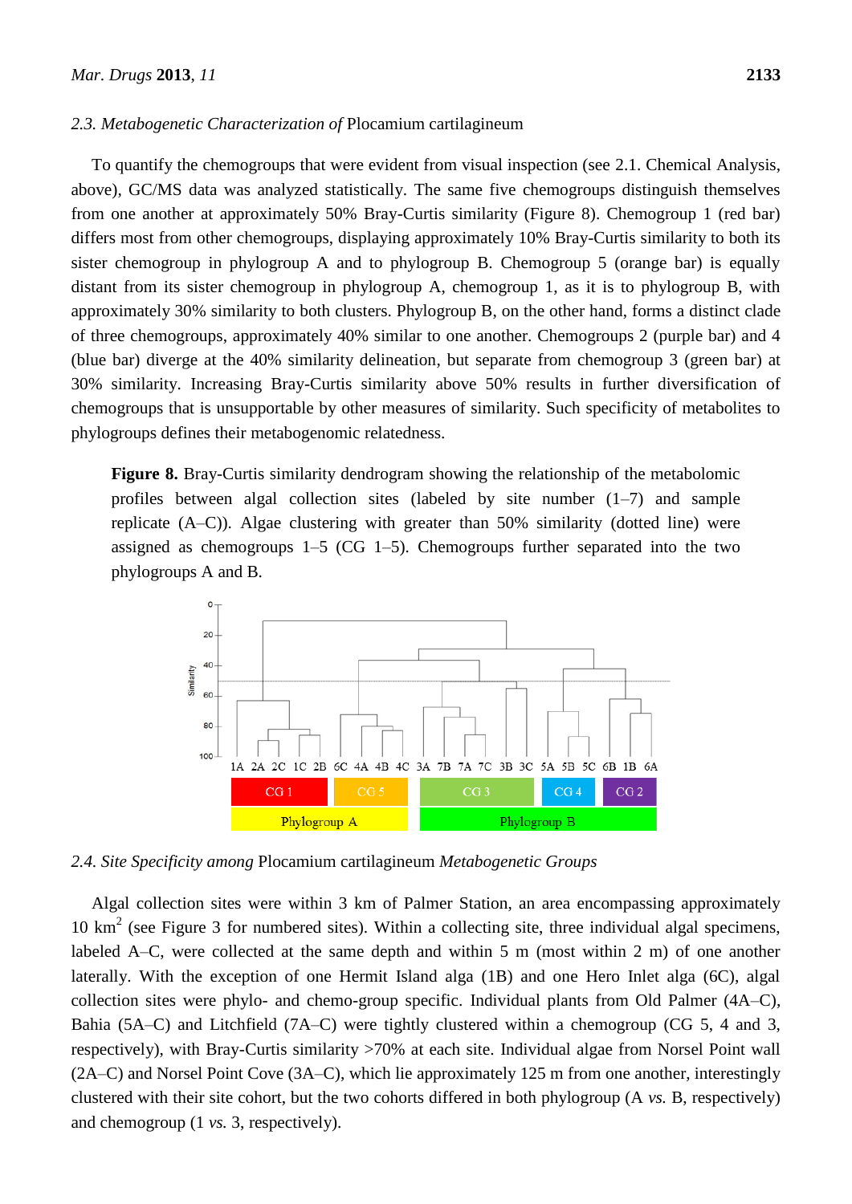### 2.3. *Metabogenetic Characterization of* Plocamium cartilagineum

To quantify the chemogroups that were evident from visual inspection (see 2.1. Chemical Analysis, above), GC/MS data was analyzed statistically. The same five chemogroups distinguish themselves from one another at approximately 50% Bray-Curtis similarity (Figure 8). Chemogroup 1 (red bar) differs most from other chemogroups, displaying approximately 10% Bray-Curtis similarity to both its sister chemogroup in phylogroup A and to phylogroup B. Chemogroup 5 (orange bar) is equally distant from its sister chemogroup in phylogroup A, chemogroup 1, as it is to phylogroup B, with approximately 30% similarity to both clusters. Phylogroup B, on the other hand, forms a distinct clade of three chemogroups, approximately 40% similar to one another. Chemogroups 2 (purple bar) and 4 (blue bar) diverge at the 40% similarity delineation, but separate from chemogroup 3 (green bar) at 30% similarity. Increasing Bray-Curtis similarity above 50% results in further diversification of chemogroups that is unsupportable by other measures of similarity. Such specificity of metabolites to phylogroups defines their metabogenomic relatedness.

**Figure 8.** Bray-Curtis similarity dendrogram showing the relationship of the metabolomic profiles between algal collection sites (labeled by site number (1–7) and sample replicate (A–C)). Algae clustering with greater than 50% similarity (dotted line) were assigned as chemogroups 1–5 (CG 1–5). Chemogroups further separated into the two phylogroups A and B.

Similarity
0
20
40
60
80
100
1A 2A 2C 1C 2B 6C 4A 4B 4C 3A 7B 7A 7C 3B 3C 5A 5B 5C 6B 1B 6A
CG 1
CG 5
CG 3
CG 4
CG 2
Phylogroup A
Phylogroup B

### 2.4. *Site Specificity among* Plocamium cartilagineum *Metabogenetic Groups*

Algal collection sites were within 3 km of Palmer Station, an area encompassing approximately 10 km$^2$ (see Figure 3 for numbered sites). Within a collecting site, three individual algal specimens, labeled A–C, were collected at the same depth and within 5 m (most within 2 m) of one another laterally. With the exception of one Hermit Island alga (1B) and one Hero Inlet alga (6C), algal collection sites were phylo- and chemo-group specific. Individual plants from Old Palmer (4A–C), Bahia (5A–C) and Litchfield (7A–C) were tightly clustered within a chemogroup (CG 5, 4 and 3, respectively), with Bray-Curtis similarity >70% at each site. Individual algae from Norsel Point wall (2A–C) and Norsel Point Cove (3A–C), which lie approximately 125 m from one another, interestingly clustered with their site cohort, but the two cohorts differed in both phylogroup (A *vs.* B, respectively) and chemogroup (1 *vs.* 3, respectively).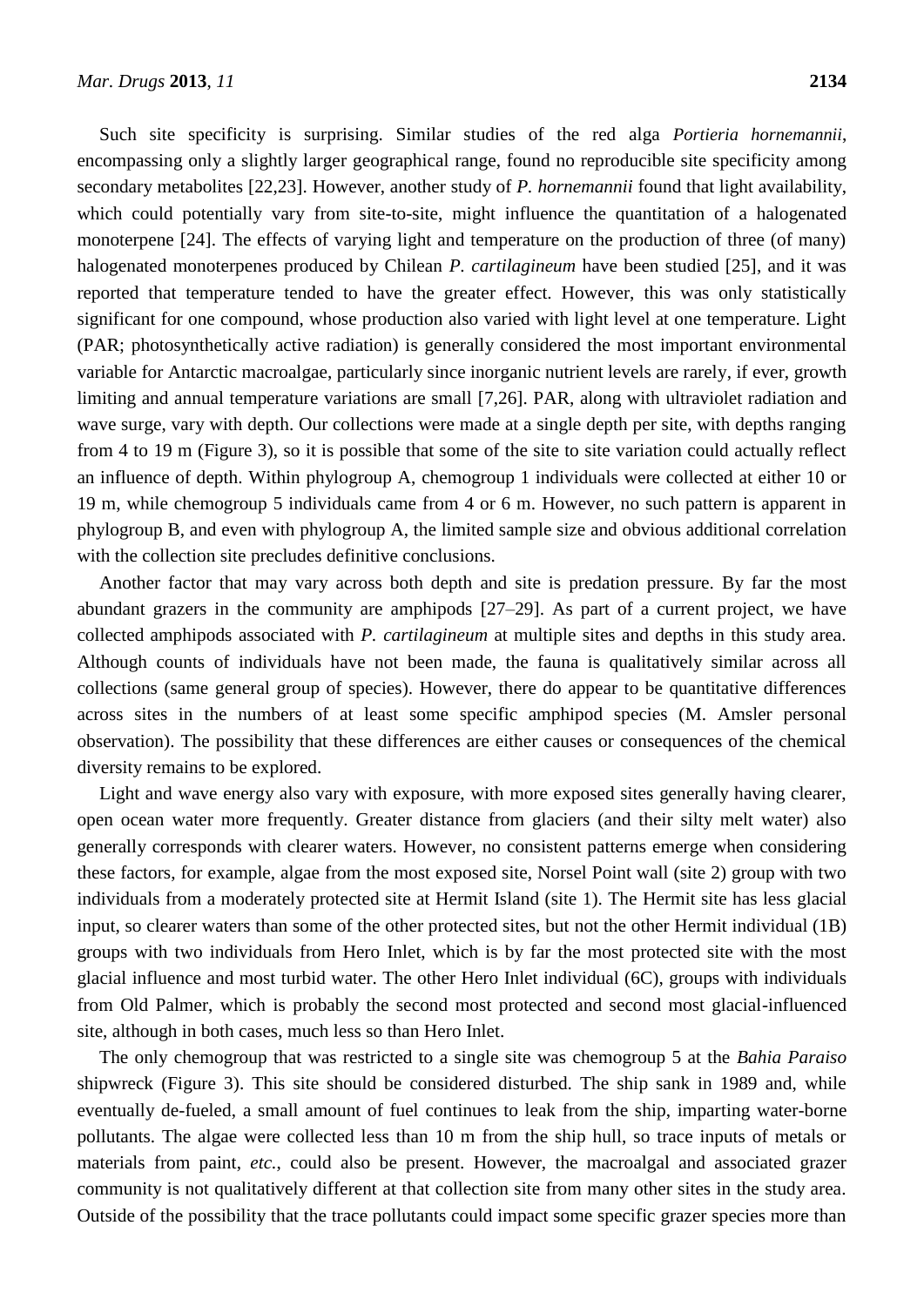Such site specificity is surprising. Similar studies of the red alga *Portieria hornemannii*, encompassing only a slightly larger geographical range, found no reproducible site specificity among secondary metabolites [22,23]. However, another study of *P. hornemannii* found that light availability, which could potentially vary from site-to-site, might influence the quantitation of a halogenated monoterpene [24]. The effects of varying light and temperature on the production of three (of many) halogenated monoterpenes produced by Chilean *P. cartilagineum* have been studied [25], and it was reported that temperature tended to have the greater effect. However, this was only statistically significant for one compound, whose production also varied with light level at one temperature. Light (PAR; photosynthetically active radiation) is generally considered the most important environmental variable for Antarctic macroalgae, particularly since inorganic nutrient levels are rarely, if ever, growth limiting and annual temperature variations are small [7,26]. PAR, along with ultraviolet radiation and wave surge, vary with depth. Our collections were made at a single depth per site, with depths ranging from 4 to 19 m (Figure 3), so it is possible that some of the site to site variation could actually reflect an influence of depth. Within phylogroup A, chemogroup 1 individuals were collected at either 10 or 19 m, while chemogroup 5 individuals came from 4 or 6 m. However, no such pattern is apparent in phylogroup B, and even with phylogroup A, the limited sample size and obvious additional correlation with the collection site precludes definitive conclusions.

Another factor that may vary across both depth and site is predation pressure. By far the most abundant grazers in the community are amphipods [27–29]. As part of a current project, we have collected amphipods associated with *P. cartilagineum* at multiple sites and depths in this study area. Although counts of individuals have not been made, the fauna is qualitatively similar across all collections (same general group of species). However, there do appear to be quantitative differences across sites in the numbers of at least some specific amphipod species (M. Amsler personal observation). The possibility that these differences are either causes or consequences of the chemical diversity remains to be explored.

Light and wave energy also vary with exposure, with more exposed sites generally having clearer, open ocean water more frequently. Greater distance from glaciers (and their silty melt water) also generally corresponds with clearer waters. However, no consistent patterns emerge when considering these factors, for example, algae from the most exposed site, Norsel Point wall (site 2) group with two individuals from a moderately protected site at Hermit Island (site 1). The Hermit site has less glacial input, so clearer waters than some of the other protected sites, but not the other Hermit individual (1B) groups with two individuals from Hero Inlet, which is by far the most protected site with the most glacial influence and most turbid water. The other Hero Inlet individual (6C), groups with individuals from Old Palmer, which is probably the second most protected and second most glacial-influenced site, although in both cases, much less so than Hero Inlet.

The only chemogroup that was restricted to a single site was chemogroup 5 at the *Bahia Paraiso* shipwreck (Figure 3). This site should be considered disturbed. The ship sank in 1989 and, while eventually de-fueled, a small amount of fuel continues to leak from the ship, imparting water-borne pollutants. The algae were collected less than 10 m from the ship hull, so trace inputs of metals or materials from paint, *etc.*, could also be present. However, the macroalgal and associated grazer community is not qualitatively different at that collection site from many other sites in the study area. Outside of the possibility that the trace pollutants could impact some specific grazer species more than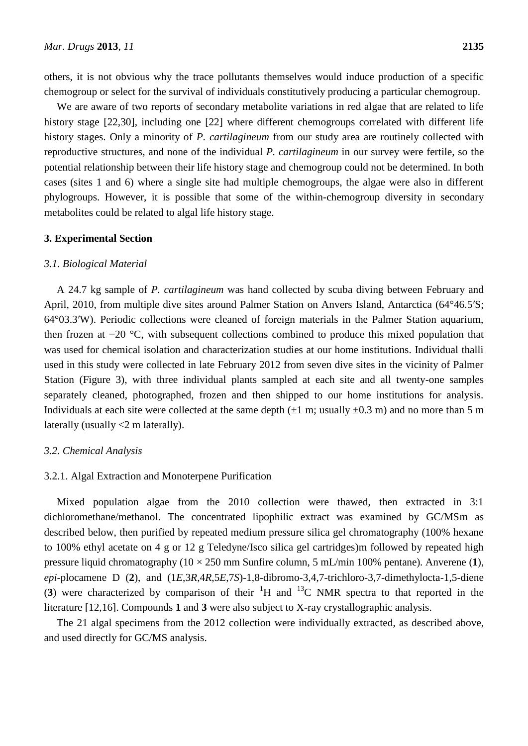others, it is not obvious why the trace pollutants themselves would induce production of a specific chemogroup or select for the survival of individuals constitutively producing a particular chemogroup.

We are aware of two reports of secondary metabolite variations in red algae that are related to life history stage [22,30], including one [22] where different chemogroups correlated with different life history stages. Only a minority of *P. cartilagineum* from our study area are routinely collected with reproductive structures, and none of the individual *P. cartilagineum* in our survey were fertile, so the potential relationship between their life history stage and chemogroup could not be determined. In both cases (sites 1 and 6) where a single site had multiple chemogroups, the algae were also in different phylogroups. However, it is possible that some of the within-chemogroup diversity in secondary metabolites could be related to algal life history stage.

## 3. Experimental Section

### 3.1. Biological Material

A 24.7 kg sample of *P. cartilagineum* was hand collected by scuba diving between February and April, 2010, from multiple dive sites around Palmer Station on Anvers Island, Antarctica (64°46.5′S; 64°03.3′W). Periodic collections were cleaned of foreign materials in the Palmer Station aquarium, then frozen at −20 °C, with subsequent collections combined to produce this mixed population that was used for chemical isolation and characterization studies at our home institutions. Individual thalli used in this study were collected in late February 2012 from seven dive sites in the vicinity of Palmer Station (Figure 3), with three individual plants sampled at each site and all twenty-one samples separately cleaned, photographed, frozen and then shipped to our home institutions for analysis. Individuals at each site were collected at the same depth (±1 m; usually ±0.3 m) and no more than 5 m laterally (usually <2 m laterally).

### 3.2. Chemical Analysis

#### 3.2.1. Algal Extraction and Monoterpene Purification

Mixed population algae from the 2010 collection were thawed, then extracted in 3:1 dichloromethane/methanol. The concentrated lipophilic extract was examined by GC/MSm as described below, then purified by repeated medium pressure silica gel chromatography (100% hexane to 100% ethyl acetate on 4 g or 12 g Teledyne/Isco silica gel cartridges)m followed by repeated high pressure liquid chromatography (10 × 250 mm Sunfire column, 5 mL/min 100% pentane). Anverene (**1**), *epi*-plocamene D (**2**), and (1*E*,3*R*,4*R*,5*E*,7*S*)-1,8-dibromo-3,4,7-trichloro-3,7-dimethylocta-1,5-diene (**3**) were characterized by comparison of their $^{1}$H and $^{13}$C NMR spectra to that reported in the literature [12,16]. Compounds **1** and **3** were also subject to X-ray crystallographic analysis.

The 21 algal specimens from the 2012 collection were individually extracted, as described above, and used directly for GC/MS analysis.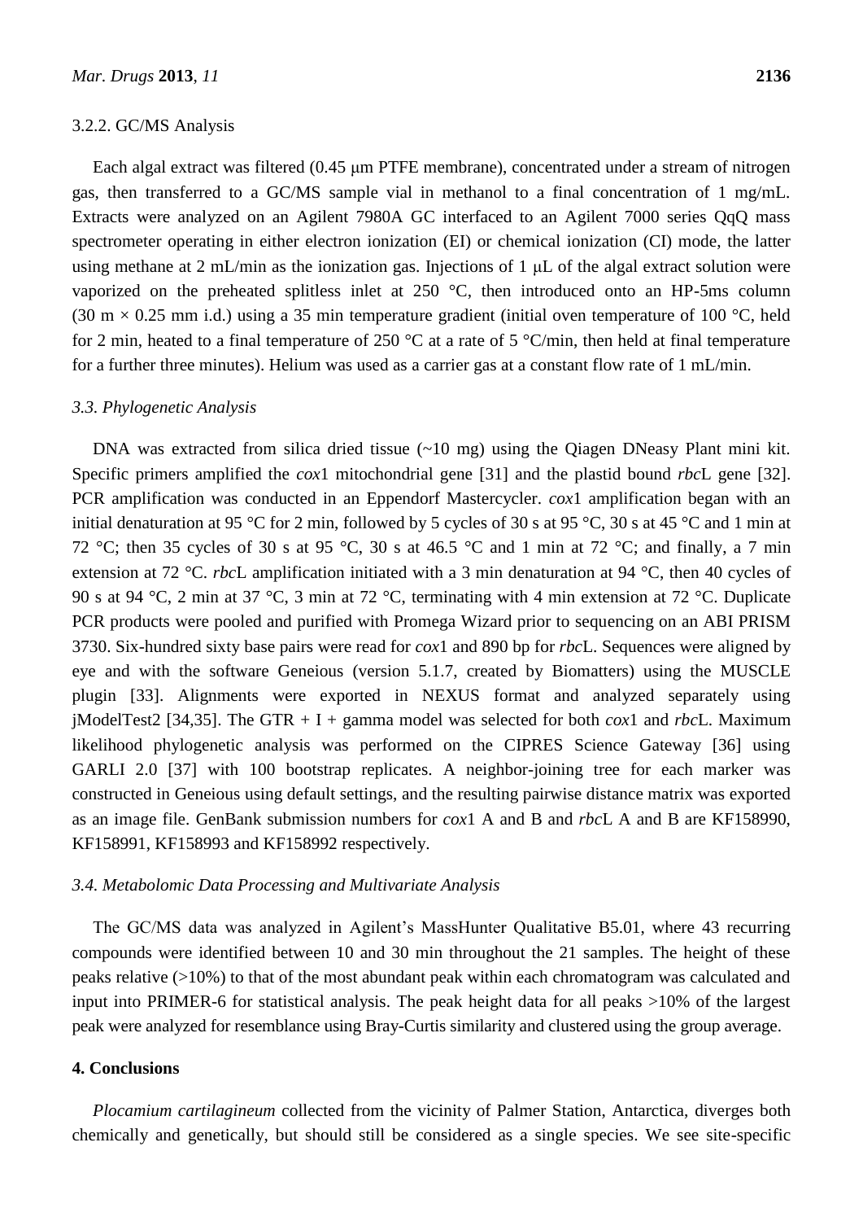#### 3.2.2. GC/MS Analysis

Each algal extract was filtered (0.45 μm PTFE membrane), concentrated under a stream of nitrogen gas, then transferred to a GC/MS sample vial in methanol to a final concentration of 1 mg/mL. Extracts were analyzed on an Agilent 7980A GC interfaced to an Agilent 7000 series QqQ mass spectrometer operating in either electron ionization (EI) or chemical ionization (CI) mode, the latter using methane at 2 mL/min as the ionization gas. Injections of 1 μL of the algal extract solution were vaporized on the preheated splitless inlet at 250 °C, then introduced onto an HP-5ms column (30 m × 0.25 mm i.d.) using a 35 min temperature gradient (initial oven temperature of 100 °C, held for 2 min, heated to a final temperature of 250 °C at a rate of 5 °C/min, then held at final temperature for a further three minutes). Helium was used as a carrier gas at a constant flow rate of 1 mL/min.

### *3.3. Phylogenetic Analysis*

DNA was extracted from silica dried tissue (~10 mg) using the Qiagen DNeasy Plant mini kit. Specific primers amplified the *cox*1 mitochondrial gene [31] and the plastid bound *rbc*L gene [32]. PCR amplification was conducted in an Eppendorf Mastercycler. *cox*1 amplification began with an initial denaturation at 95 °C for 2 min, followed by 5 cycles of 30 s at 95 °C, 30 s at 45 °C and 1 min at 72 °C; then 35 cycles of 30 s at 95 °C, 30 s at 46.5 °C and 1 min at 72 °C; and finally, a 7 min extension at 72 °C. *rbc*L amplification initiated with a 3 min denaturation at 94 °C, then 40 cycles of 90 s at 94 °C, 2 min at 37 °C, 3 min at 72 °C, terminating with 4 min extension at 72 °C. Duplicate PCR products were pooled and purified with Promega Wizard prior to sequencing on an ABI PRISM 3730. Six-hundred sixty base pairs were read for *cox*1 and 890 bp for *rbc*L. Sequences were aligned by eye and with the software Geneious (version 5.1.7, created by Biomatters) using the MUSCLE plugin [33]. Alignments were exported in NEXUS format and analyzed separately using jModelTest2 [34,35]. The GTR + I + gamma model was selected for both *cox*1 and *rbc*L. Maximum likelihood phylogenetic analysis was performed on the CIPRES Science Gateway [36] using GARLI 2.0 [37] with 100 bootstrap replicates. A neighbor-joining tree for each marker was constructed in Geneious using default settings, and the resulting pairwise distance matrix was exported as an image file. GenBank submission numbers for *cox*1 A and B and *rbc*L A and B are KF158990, KF158991, KF158993 and KF158992 respectively.

### *3.4. Metabolomic Data Processing and Multivariate Analysis*

The GC/MS data was analyzed in Agilent's MassHunter Qualitative B5.01, where 43 recurring compounds were identified between 10 and 30 min throughout the 21 samples. The height of these peaks relative (>10%) to that of the most abundant peak within each chromatogram was calculated and input into PRIMER-6 for statistical analysis. The peak height data for all peaks >10% of the largest peak were analyzed for resemblance using Bray-Curtis similarity and clustered using the group average.

## 4. Conclusions

*Plocamium cartilagineum* collected from the vicinity of Palmer Station, Antarctica, diverges both chemically and genetically, but should still be considered as a single species. We see site-specific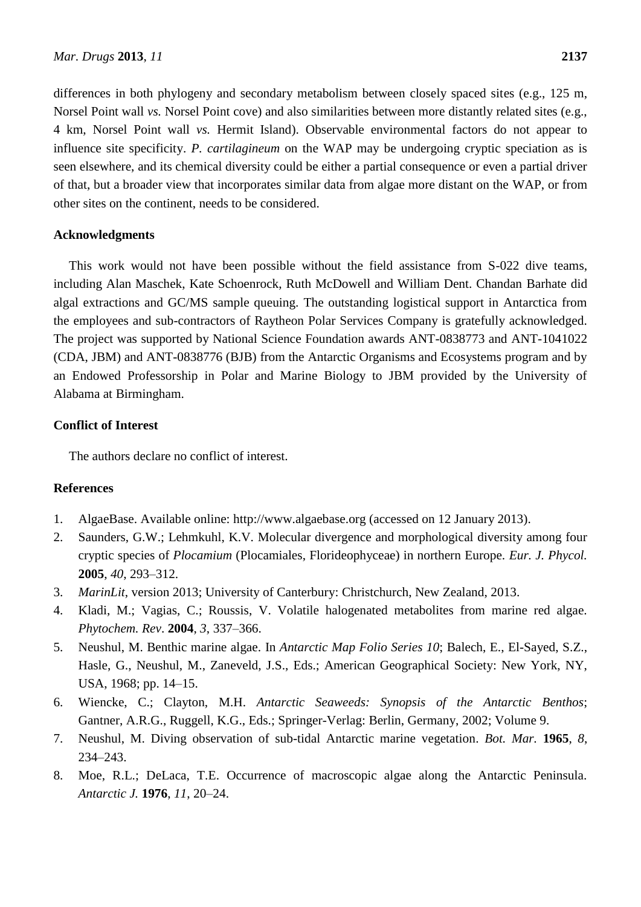differences in both phylogeny and secondary metabolism between closely spaced sites (e.g., 125 m, Norsel Point wall *vs.* Norsel Point cove) and also similarities between more distantly related sites (e.g., 4 km, Norsel Point wall *vs.* Hermit Island). Observable environmental factors do not appear to influence site specificity. *P. cartilagineum* on the WAP may be undergoing cryptic speciation as is seen elsewhere, and its chemical diversity could be either a partial consequence or even a partial driver of that, but a broader view that incorporates similar data from algae more distant on the WAP, or from other sites on the continent, needs to be considered.

## Acknowledgments

This work would not have been possible without the field assistance from S-022 dive teams, including Alan Maschek, Kate Schoenrock, Ruth McDowell and William Dent. Chandan Barhate did algal extractions and GC/MS sample queuing. The outstanding logistical support in Antarctica from the employees and sub-contractors of Raytheon Polar Services Company is gratefully acknowledged. The project was supported by National Science Foundation awards ANT-0838773 and ANT-1041022 (CDA, JBM) and ANT-0838776 (BJB) from the Antarctic Organisms and Ecosystems program and by an Endowed Professorship in Polar and Marine Biology to JBM provided by the University of Alabama at Birmingham.

## Conflict of Interest

The authors declare no conflict of interest.

## References

1. AlgaeBase. Available online: http://www.algaebase.org (accessed on 12 January 2013).
2. Saunders, G.W.; Lehmkuhl, K.V. Molecular divergence and morphological diversity among four cryptic species of *Plocamium* (Plocamiales, Florideophyceae) in northern Europe. *Eur. J. Phycol.* **2005**, *40*, 293–312.
3. *MarinLit*, version 2013; University of Canterbury: Christchurch, New Zealand, 2013.
4. Kladi, M.; Vagias, C.; Roussis, V. Volatile halogenated metabolites from marine red algae. *Phytochem. Rev*. **2004**, *3*, 337–366.
5. Neushul, M. Benthic marine algae. In *Antarctic Map Folio Series 10*; Balech, E., El-Sayed, S.Z., Hasle, G., Neushul, M., Zaneveld, J.S., Eds.; American Geographical Society: New York, NY, USA, 1968; pp. 14–15.
6. Wiencke, C.; Clayton, M.H. *Antarctic Seaweeds: Synopsis of the Antarctic Benthos*; Gantner, A.R.G., Ruggell, K.G., Eds.; Springer-Verlag: Berlin, Germany, 2002; Volume 9.
7. Neushul, M. Diving observation of sub-tidal Antarctic marine vegetation. *Bot. Mar.* **1965**, *8*, 234–243.
8. Moe, R.L.; DeLaca, T.E. Occurrence of macroscopic algae along the Antarctic Peninsula. *Antarctic J.* **1976**, *11*, 20–24.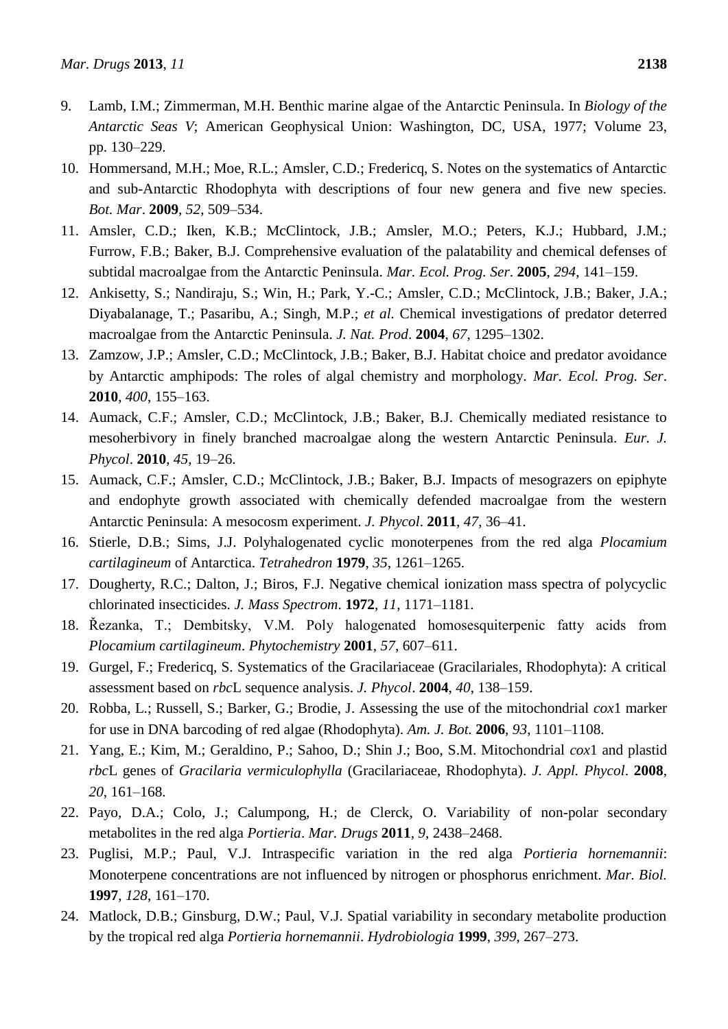9. Lamb, I.M.; Zimmerman, M.H. Benthic marine algae of the Antarctic Peninsula. In *Biology of the Antarctic Seas V*; American Geophysical Union: Washington, DC, USA, 1977; Volume 23, pp. 130–229.
10. Hommersand, M.H.; Moe, R.L.; Amsler, C.D.; Fredericq, S. Notes on the systematics of Antarctic and sub-Antarctic Rhodophyta with descriptions of four new genera and five new species. *Bot. Mar*. **2009**, *52*, 509–534.
11. Amsler, C.D.; Iken, K.B.; McClintock, J.B.; Amsler, M.O.; Peters, K.J.; Hubbard, J.M.; Furrow, F.B.; Baker, B.J. Comprehensive evaluation of the palatability and chemical defenses of subtidal macroalgae from the Antarctic Peninsula. *Mar. Ecol. Prog. Ser*. **2005**, *294*, 141–159.
12. Ankisetty, S.; Nandiraju, S.; Win, H.; Park, Y.-C.; Amsler, C.D.; McClintock, J.B.; Baker, J.A.; Diyabalanage, T.; Pasaribu, A.; Singh, M.P.; *et al.* Chemical investigations of predator deterred macroalgae from the Antarctic Peninsula. *J. Nat. Prod*. **2004**, *67*, 1295–1302.
13. Zamzow, J.P.; Amsler, C.D.; McClintock, J.B.; Baker, B.J. Habitat choice and predator avoidance by Antarctic amphipods: The roles of algal chemistry and morphology. *Mar. Ecol. Prog. Ser*. **2010**, *400*, 155–163.
14. Aumack, C.F.; Amsler, C.D.; McClintock, J.B.; Baker, B.J. Chemically mediated resistance to mesoherbivory in finely branched macroalgae along the western Antarctic Peninsula. *Eur. J. Phycol*. **2010**, *45*, 19–26.
15. Aumack, C.F.; Amsler, C.D.; McClintock, J.B.; Baker, B.J. Impacts of mesograzers on epiphyte and endophyte growth associated with chemically defended macroalgae from the western Antarctic Peninsula: A mesocosm experiment. *J. Phycol*. **2011**, *47*, 36–41.
16. Stierle, D.B.; Sims, J.J. Polyhalogenated cyclic monoterpenes from the red alga *Plocamium cartilagineum* of Antarctica. *Tetrahedron* **1979**, *35*, 1261–1265.
17. Dougherty, R.C.; Dalton, J.; Biros, F.J. Negative chemical ionization mass spectra of polycyclic chlorinated insecticides. *J. Mass Spectrom*. **1972**, *11*, 1171–1181.
18. Řezanka, T.; Dembitsky, V.M. Poly halogenated homosesquiterpenic fatty acids from *Plocamium cartilagineum*. *Phytochemistry* **2001**, *57*, 607–611.
19. Gurgel, F.; Fredericq, S. Systematics of the Gracilariaceae (Gracilariales, Rhodophyta): A critical assessment based on *rbc*L sequence analysis. *J. Phycol*. **2004**, *40*, 138–159.
20. Robba, L.; Russell, S.; Barker, G.; Brodie, J. Assessing the use of the mitochondrial *cox*1 marker for use in DNA barcoding of red algae (Rhodophyta). *Am. J. Bot.* **2006**, *93*, 1101–1108.
21. Yang, E.; Kim, M.; Geraldino, P.; Sahoo, D.; Shin J.; Boo, S.M. Mitochondrial *cox*1 and plastid *rbc*L genes of *Gracilaria vermiculophylla* (Gracilariaceae, Rhodophyta). *J. Appl. Phycol*. **2008**, *20*, 161–168.
22. Payo, D.A.; Colo, J.; Calumpong, H.; de Clerck, O. Variability of non-polar secondary metabolites in the red alga *Portieria*. *Mar. Drugs* **2011**, *9*, 2438–2468.
23. Puglisi, M.P.; Paul, V.J. Intraspecific variation in the red alga *Portieria hornemannii*: Monoterpene concentrations are not influenced by nitrogen or phosphorus enrichment. *Mar. Biol.* **1997**, *128*, 161–170.
24. Matlock, D.B.; Ginsburg, D.W.; Paul, V.J. Spatial variability in secondary metabolite production by the tropical red alga *Portieria hornemannii*. *Hydrobiologia* **1999**, *399*, 267–273.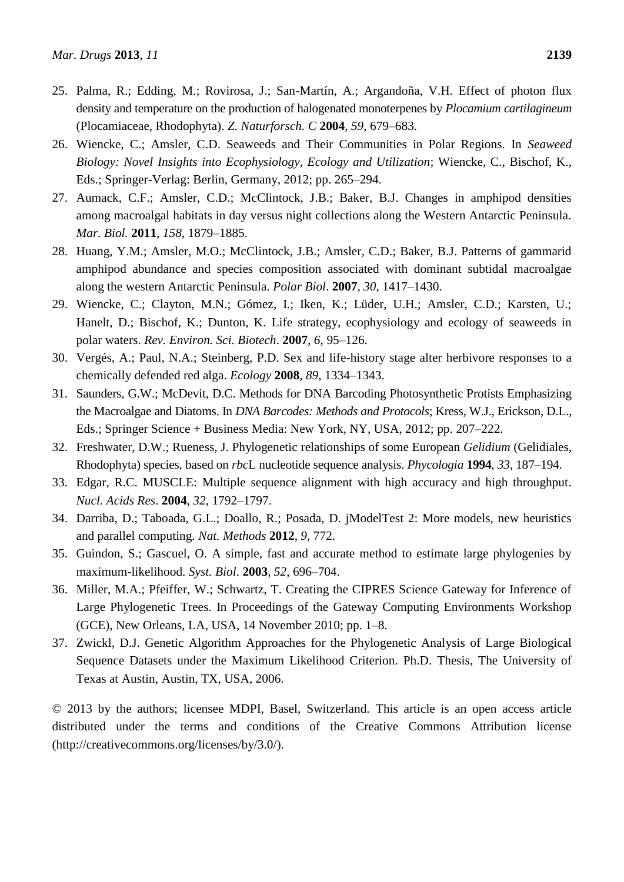25. Palma, R.; Edding, M.; Rovirosa, J.; San-Martín, A.; Argandoña, V.H. Effect of photon flux density and temperature on the production of halogenated monoterpenes by *Plocamium cartilagineum* (Plocamiaceae, Rhodophyta). *Z. Naturforsch. C* **2004**, *59*, 679–683.
26. Wiencke, C.; Amsler, C.D. Seaweeds and Their Communities in Polar Regions. In *Seaweed Biology: Novel Insights into Ecophysiology, Ecology and Utilization*; Wiencke, C., Bischof, K., Eds.; Springer-Verlag: Berlin, Germany, 2012; pp. 265–294.
27. Aumack, C.F.; Amsler, C.D.; McClintock, J.B.; Baker, B.J. Changes in amphipod densities among macroalgal habitats in day versus night collections along the Western Antarctic Peninsula. *Mar. Biol.* **2011**, *158*, 1879–1885.
28. Huang, Y.M.; Amsler, M.O.; McClintock, J.B.; Amsler, C.D.; Baker, B.J. Patterns of gammarid amphipod abundance and species composition associated with dominant subtidal macroalgae along the western Antarctic Peninsula. *Polar Biol*. **2007**, *30*, 1417–1430.
29. Wiencke, C.; Clayton, M.N.; Gómez, I.; Iken, K.; Lüder, U.H.; Amsler, C.D.; Karsten, U.; Hanelt, D.; Bischof, K.; Dunton, K. Life strategy, ecophysiology and ecology of seaweeds in polar waters. *Rev. Environ. Sci. Biotech*. **2007**, *6*, 95–126.
30. Vergés, A.; Paul, N.A.; Steinberg, P.D. Sex and life-history stage alter herbivore responses to a chemically defended red alga. *Ecology* **2008**, *89*, 1334–1343.
31. Saunders, G.W.; McDevit, D.C. Methods for DNA Barcoding Photosynthetic Protists Emphasizing the Macroalgae and Diatoms. In *DNA Barcodes: Methods and Protocols*; Kress, W.J., Erickson, D.L., Eds.; Springer Science + Business Media: New York, NY, USA, 2012; pp. 207–222.
32. Freshwater, D.W.; Rueness, J. Phylogenetic relationships of some European *Gelidium* (Gelidiales, Rhodophyta) species, based on *rbc*L nucleotide sequence analysis. *Phycologia* **1994**, *33*, 187–194.
33. Edgar, R.C. MUSCLE: Multiple sequence alignment with high accuracy and high throughput. *Nucl. Acids Res*. **2004**, *32*, 1792–1797.
34. Darriba, D.; Taboada, G.L.; Doallo, R.; Posada, D. jModelTest 2: More models, new heuristics and parallel computing. *Nat. Methods* **2012**, *9*, 772.
35. Guindon, S.; Gascuel, O. A simple, fast and accurate method to estimate large phylogenies by maximum-likelihood. *Syst. Biol*. **2003**, *52*, 696–704.
36. Miller, M.A.; Pfeiffer, W.; Schwartz, T. Creating the CIPRES Science Gateway for Inference of Large Phylogenetic Trees. In Proceedings of the Gateway Computing Environments Workshop (GCE), New Orleans, LA, USA, 14 November 2010; pp. 1–8.
37. Zwickl, D.J. Genetic Algorithm Approaches for the Phylogenetic Analysis of Large Biological Sequence Datasets under the Maximum Likelihood Criterion. Ph.D. Thesis, The University of Texas at Austin, Austin, TX, USA, 2006.

© 2013 by the authors; licensee MDPI, Basel, Switzerland. This article is an open access article distributed under the terms and conditions of the Creative Commons Attribution license (http://creativecommons.org/licenses/by/3.0/).